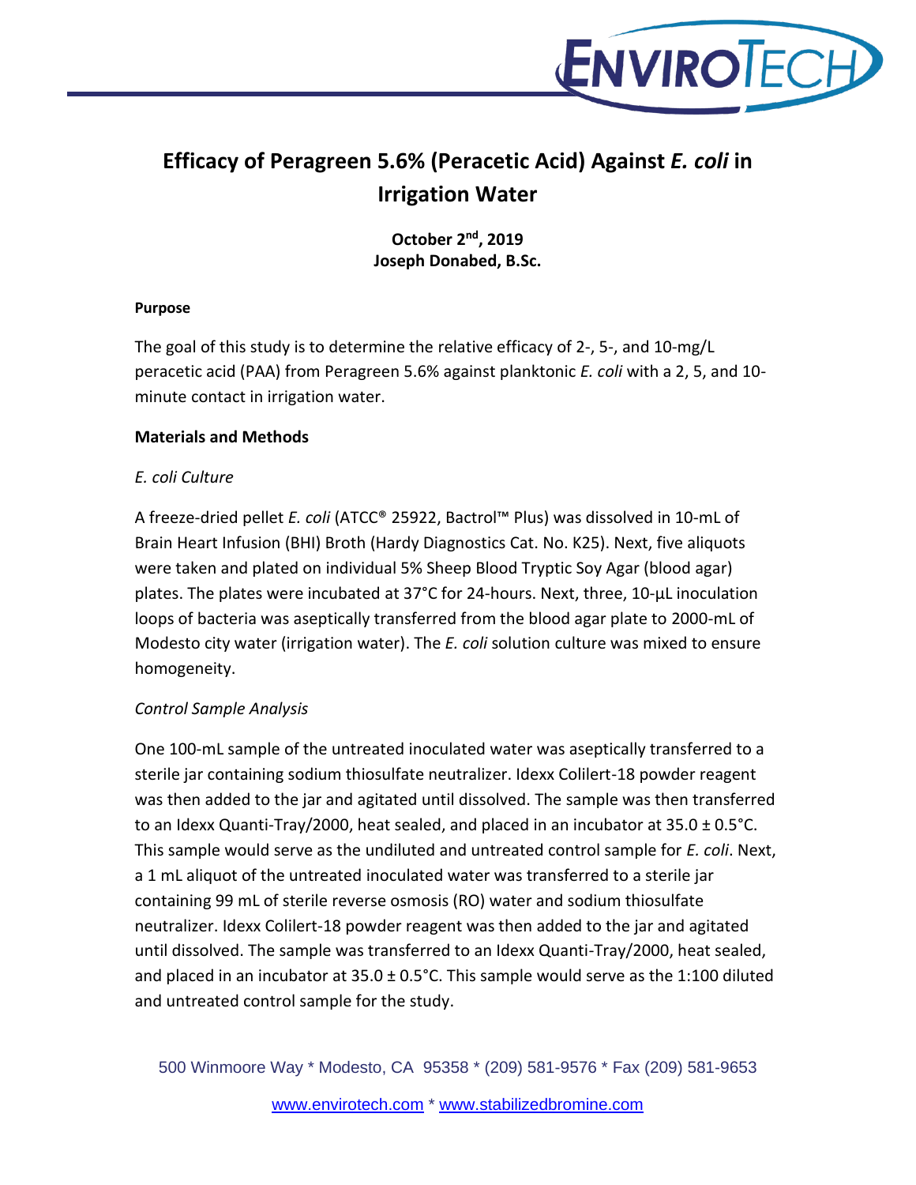# Efficacy of Peragreen 5.6% (Peracetic Acid) Against *E. coli* in Irrigation Water

**October 2nd, 2019**
**Joseph Donabed, B.Sc.**

#### Purpose

The goal of this study is to determine the relative efficacy of 2-, 5-, and 10-mg/L peracetic acid (PAA) from Peragreen 5.6% against planktonic *E. coli* with a 2, 5, and 10-minute contact in irrigation water.

## Materials and Methods

### *E. coli Culture*

A freeze-dried pellet *E. coli* (ATCC® 25922, Bactrol™ Plus) was dissolved in 10-mL of Brain Heart Infusion (BHI) Broth (Hardy Diagnostics Cat. No. K25). Next, five aliquots were taken and plated on individual 5% Sheep Blood Tryptic Soy Agar (blood agar) plates. The plates were incubated at 37°C for 24-hours. Next, three, 10-µL inoculation loops of bacteria was aseptically transferred from the blood agar plate to 2000-mL of Modesto city water (irrigation water). The *E. coli* solution culture was mixed to ensure homogeneity.

### *Control Sample Analysis*

One 100-mL sample of the untreated inoculated water was aseptically transferred to a sterile jar containing sodium thiosulfate neutralizer. Idexx Colilert-18 powder reagent was then added to the jar and agitated until dissolved. The sample was then transferred to an Idexx Quanti-Tray/2000, heat sealed, and placed in an incubator at 35.0 ± 0.5°C. This sample would serve as the undiluted and untreated control sample for *E. coli*. Next, a 1 mL aliquot of the untreated inoculated water was transferred to a sterile jar containing 99 mL of sterile reverse osmosis (RO) water and sodium thiosulfate neutralizer. Idexx Colilert-18 powder reagent was then added to the jar and agitated until dissolved. The sample was transferred to an Idexx Quanti-Tray/2000, heat sealed, and placed in an incubator at 35.0 ± 0.5°C. This sample would serve as the 1:100 diluted and untreated control sample for the study.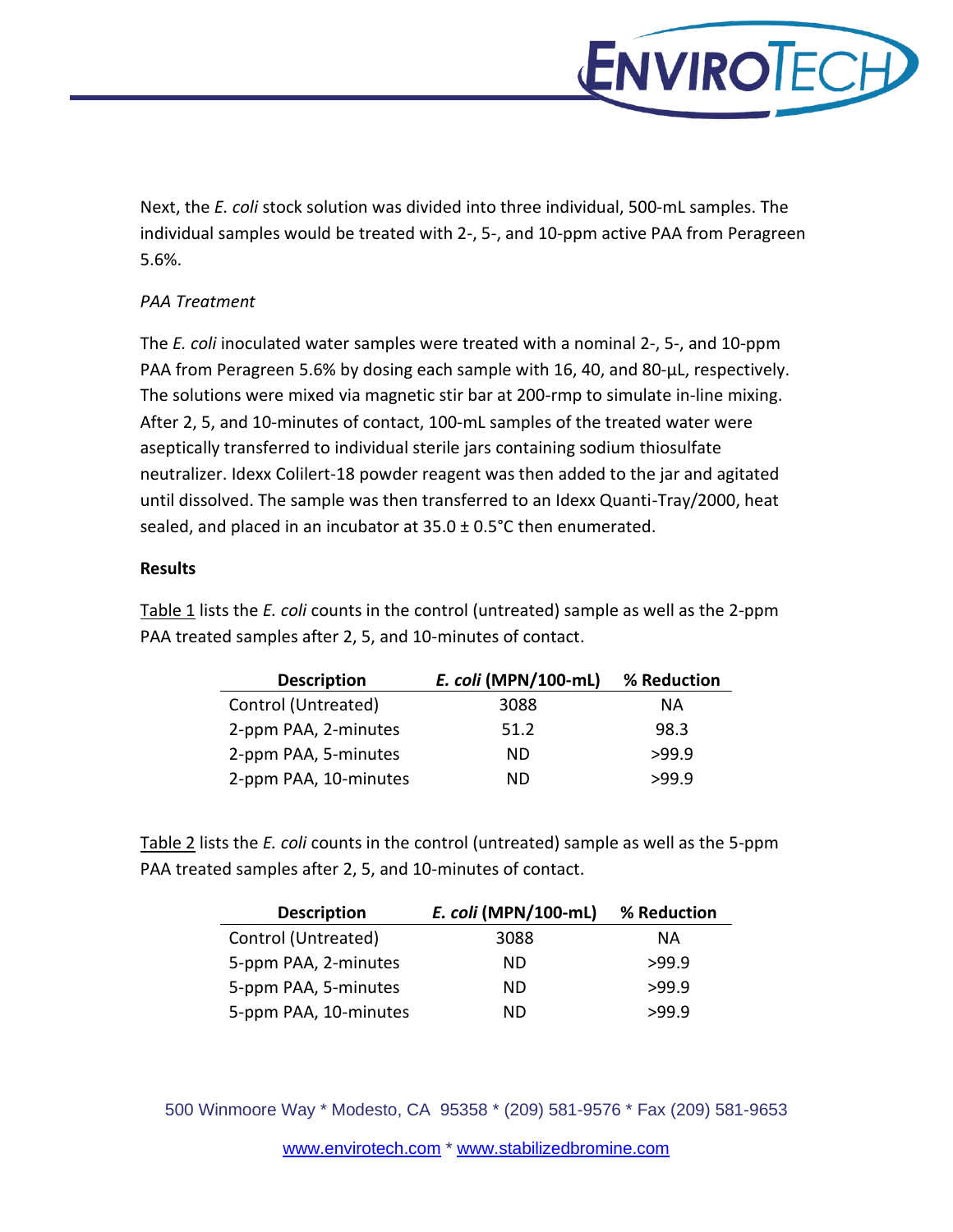Next, the *E. coli* stock solution was divided into three individual, 500-mL samples. The individual samples would be treated with 2-, 5-, and 10-ppm active PAA from Peragreen 5.6%.

*PAA Treatment*

The *E. coli* inoculated water samples were treated with a nominal 2-, 5-, and 10-ppm PAA from Peragreen 5.6% by dosing each sample with 16, 40, and 80-µL, respectively. The solutions were mixed via magnetic stir bar at 200-rmp to simulate in-line mixing. After 2, 5, and 10-minutes of contact, 100-mL samples of the treated water were aseptically transferred to individual sterile jars containing sodium thiosulfate neutralizer. Idexx Colilert-18 powder reagent was then added to the jar and agitated until dissolved. The sample was then transferred to an Idexx Quanti-Tray/2000, heat sealed, and placed in an incubator at 35.0 ± 0.5°C then enumerated.

**Results**

Table 1 lists the *E. coli* counts in the control (untreated) sample as well as the 2-ppm PAA treated samples after 2, 5, and 10-minutes of contact.

| Description | *E. coli* (MPN/100-mL) | % Reduction |
|---|---|---|
| Control (Untreated) | 3088 | NA |
| 2-ppm PAA, 2-minutes | 51.2 | 98.3 |
| 2-ppm PAA, 5-minutes | ND | >99.9 |
| 2-ppm PAA, 10-minutes | ND | >99.9 |

Table 2 lists the *E. coli* counts in the control (untreated) sample as well as the 5-ppm PAA treated samples after 2, 5, and 10-minutes of contact.

| Description | *E. coli* (MPN/100-mL) | % Reduction |
|---|---|---|
| Control (Untreated) | 3088 | NA |
| 5-ppm PAA, 2-minutes | ND | >99.9 |
| 5-ppm PAA, 5-minutes | ND | >99.9 |
| 5-ppm PAA, 10-minutes | ND | >99.9 |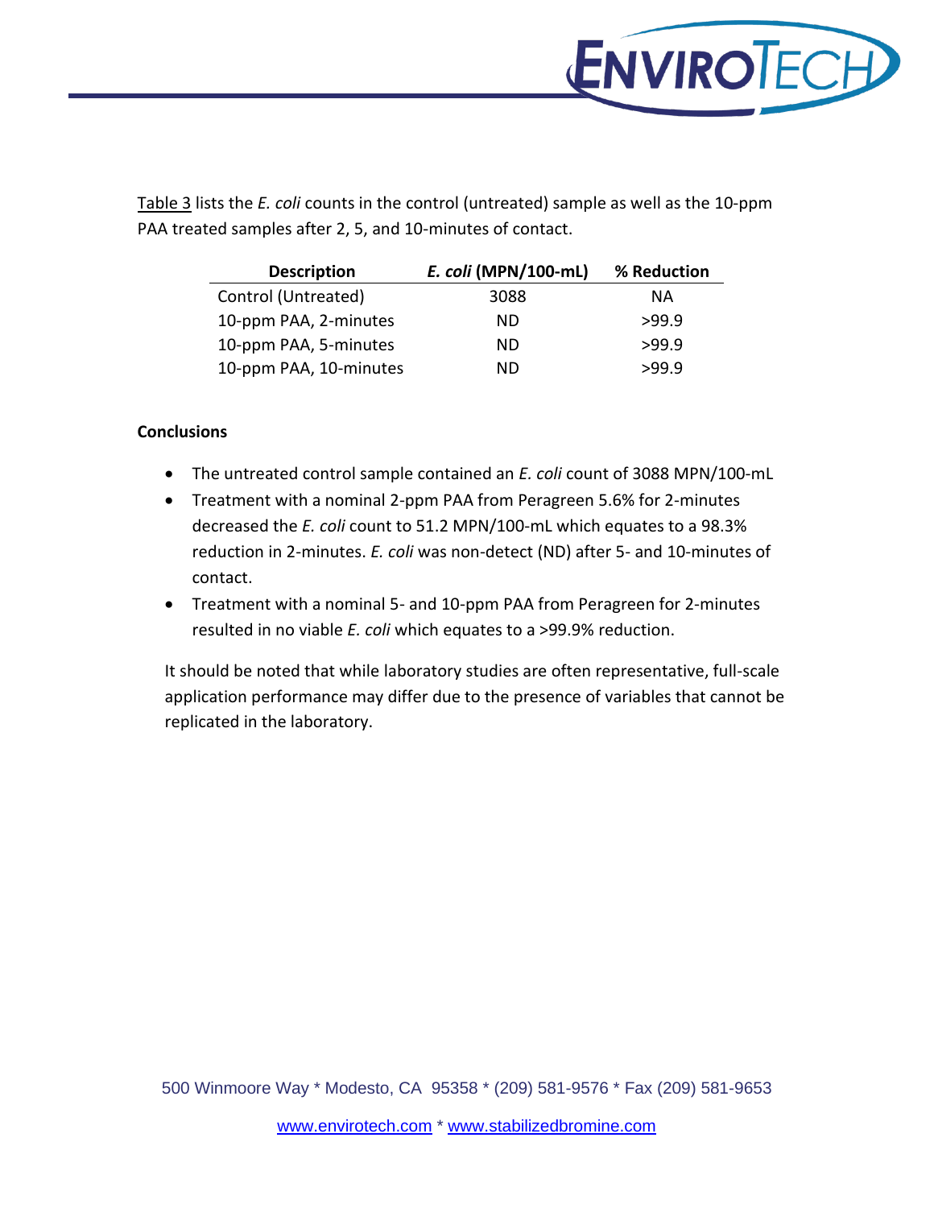Table 3 lists the *E. coli* counts in the control (untreated) sample as well as the 10-ppm PAA treated samples after 2, 5, and 10-minutes of contact.

| Description | *E. coli* (MPN/100-mL) | % Reduction |
|---|---|---|
| Control (Untreated) | 3088 | NA |
| 10-ppm PAA, 2-minutes | ND | >99.9 |
| 10-ppm PAA, 5-minutes | ND | >99.9 |
| 10-ppm PAA, 10-minutes | ND | >99.9 |

**Conclusions**

- The untreated control sample contained an *E. coli* count of 3088 MPN/100-mL
- Treatment with a nominal 2-ppm PAA from Peragreen 5.6% for 2-minutes decreased the *E. coli* count to 51.2 MPN/100-mL which equates to a 98.3% reduction in 2-minutes. *E. coli* was non-detect (ND) after 5- and 10-minutes of contact.
- Treatment with a nominal 5- and 10-ppm PAA from Peragreen for 2-minutes resulted in no viable *E. coli* which equates to a >99.9% reduction.

It should be noted that while laboratory studies are often representative, full-scale application performance may differ due to the presence of variables that cannot be replicated in the laboratory.